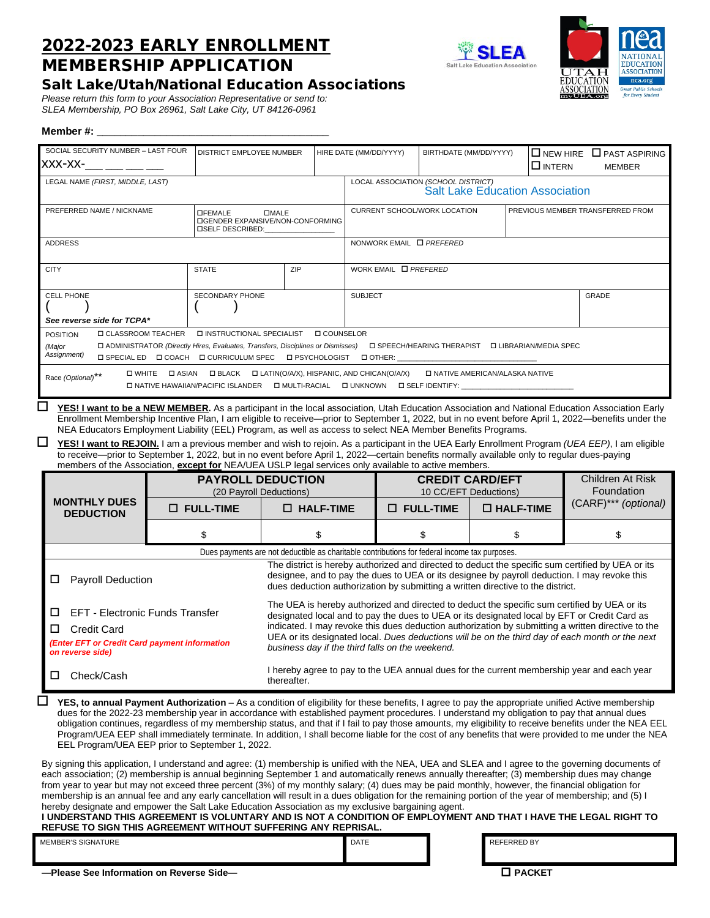# 2022-2023 EARLY ENROLLMENT MEMBERSHIP APPLICATION

## Salt Lake/Utah/National Education Associations

*Please return this form to your Association Representative or send to:*
*SLEA Membership, PO Box 26961, Salt Lake City, UT 84126-0961*

SLEA Salt Lake Education Association | UTAH EDUCATION ASSOCIATION myUEA.org | nea NATIONAL EDUCATION ASSOCIATION nea.org Great Public Schools for Every Student

**Member #:** ________________________________________

| SOCIAL SECURITY NUMBER – LAST FOUR<br>XXX-XX-___ ___ ___ ___ | DISTRICT EMPLOYEE NUMBER | HIRE DATE (MM/DD/YYYY) | BIRTHDATE (MM/DD/YYYY) | ☐ NEW HIRE ☐ PAST ASPIRING ☐ INTERN MEMBER |
|---|---|---|---|---|
| LEGAL NAME *(FIRST, MIDDLE, LAST)* | | LOCAL ASSOCIATION *(SCHOOL DISTRICT)* Salt Lake Education Association | | |
| PREFERRED NAME / NICKNAME | ☐FEMALE ☐MALE ☐GENDER EXPANSIVE/NON-CONFORMING ☐SELF DESCRIBED:__________ | CURRENT SCHOOL/WORK LOCATION | PREVIOUS MEMBER TRANSFERRED FROM | |
| ADDRESS | | NONWORK EMAIL ☐ *PREFERED* | | |
| CITY | STATE / ZIP | WORK EMAIL ☐ *PREFERED* | | |
| CELL PHONE ( ) *See reverse side for TCPA** | SECONDARY PHONE ( ) | SUBJECT | GRADE | |

POSITION *(Major Assignment)* ☐ CLASSROOM TEACHER ☐ INSTRUCTIONAL SPECIALIST ☐ COUNSELOR ☐ ADMINISTRATOR *(Directly Hires, Evaluates, Transfers, Disciplines or Dismisses)* ☐ SPEECH/HEARING THERAPIST ☐ LIBRARIAN/MEDIA SPEC ☐ SPECIAL ED ☐ COACH ☐ CURRICULUM SPEC ☐ PSYCHOLOGIST ☐ OTHER: ______________________________

Race *(Optional)*** ☐ WHITE ☐ ASIAN ☐ BLACK ☐ LATIN(O/A/X), HISPANIC, AND CHICAN(O/A/X) ☐ NATIVE AMERICAN/ALASKA NATIVE ☐ NATIVE HAWAIIAN/PACIFIC ISLANDER ☐ MULTI-RACIAL ☐ UNKNOWN ☐ SELF IDENTIFY: ______________________

☐ **YES! I want to be a NEW MEMBER.** As a participant in the local association, Utah Education Association and National Education Association Early Enrollment Membership Incentive Plan, I am eligible to receive—prior to September 1, 2022, but in no event before April 1, 2022—benefits under the NEA Educators Employment Liability (EEL) Program, as well as access to select NEA Member Benefits Programs.

☐ **YES! I want to REJOIN.** I am a previous member and wish to rejoin. As a participant in the UEA Early Enrollment Program *(UEA EEP)*, I am eligible to receive—prior to September 1, 2022, but in no event before April 1, 2022—certain benefits normally available only to regular dues-paying members of the Association, **except for** NEA/UEA USLP legal services only available to active members.

| MONTHLY DUES DEDUCTION | PAYROLL DEDUCTION (20 Payroll Deductions) | | CREDIT CARD/EFT 10 CC/EFT Deductions) | | Children At Risk Foundation (CARF)*** *(optional)* |
|---|---|---|---|---|---|
| | ☐ FULL-TIME | ☐ HALF-TIME | ☐ FULL-TIME | ☐ HALF-TIME | |
| | $ | $ | $ | $ | $ |

Dues payments are not deductible as charitable contributions for federal income tax purposes.

| | |
|---|---|
| ☐ Payroll Deduction | The district is hereby authorized and directed to deduct the specific sum certified by UEA or its designee, and to pay the dues to UEA or its designee by payroll deduction. I may revoke this dues deduction authorization by submitting a written directive to the district. |
| ☐ EFT - Electronic Funds Transfer<br>☐ Credit Card<br>*(Enter EFT or Credit Card payment information on reverse side)* | The UEA is hereby authorized and directed to deduct the specific sum certified by UEA or its designated local and to pay the dues to UEA or its designated local by EFT or Credit Card as indicated. I may revoke this dues deduction authorization by submitting a written directive to the UEA or its designated local. *Dues deductions will be on the third day of each month or the next business day if the third falls on the weekend.* |
| ☐ Check/Cash | I hereby agree to pay to the UEA annual dues for the current membership year and each year thereafter. |

☐ **YES, to annual Payment Authorization** – As a condition of eligibility for these benefits, I agree to pay the appropriate unified Active membership dues for the 2022-23 membership year in accordance with established payment procedures. I understand my obligation to pay that annual dues obligation continues, regardless of my membership status, and that if I fail to pay those amounts, my eligibility to receive benefits under the NEA EEL Program/UEA EEP shall immediately terminate. In addition, I shall become liable for the cost of any benefits that were provided to me under the NEA EEL Program/UEA EEP prior to September 1, 2022.

By signing this application, I understand and agree: (1) membership is unified with the NEA, UEA and SLEA and I agree to the governing documents of each association; (2) membership is annual beginning September 1 and automatically renews annually thereafter; (3) membership dues may change from year to year but may not exceed three percent (3%) of my monthly salary; (4) dues may be paid monthly, however, the financial obligation for membership is an annual fee and any early cancellation will result in a dues obligation for the remaining portion of the year of membership; and (5) I hereby designate and empower the Salt Lake Education Association as my exclusive bargaining agent.

**I UNDERSTAND THIS AGREEMENT IS VOLUNTARY AND IS NOT A CONDITION OF EMPLOYMENT AND THAT I HAVE THE LEGAL RIGHT TO REFUSE TO SIGN THIS AGREEMENT WITHOUT SUFFERING ANY REPRISAL.**

| MEMBER'S SIGNATURE | DATE | REFERRED BY |
|---|---|---|
| | | |

**—Please See Information on Reverse Side—** ☐ **PACKET**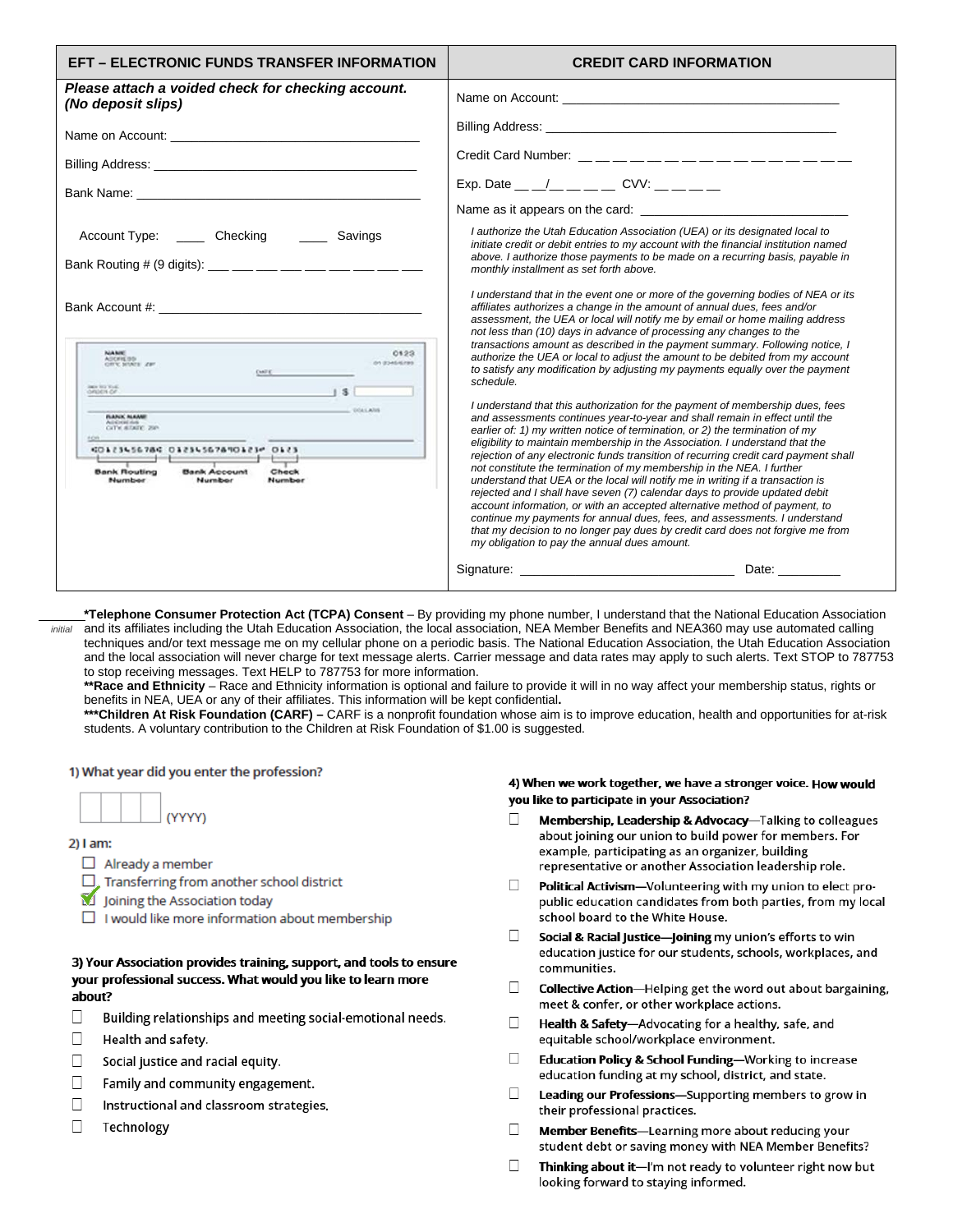| EFT – ELECTRONIC FUNDS TRANSFER INFORMATION | CREDIT CARD INFORMATION |
|---|---|
| ***Please attach a voided check for checking account. (No deposit slips)*** | Name on Account: ______________________ |
| Name on Account: ______________________ | Billing Address: ______________________ |
| Billing Address: ______________________ | Credit Card Number: __ __ __ __ __ __ __ __ __ __ __ __ __ __ __ __ |
| Bank Name: ______________________ | Exp. Date __ __/__ __ __ __ CVV: __ __ __ __ |
| Account Type: ____ Checking ____ Savings | Name as it appears on the card: ______________________ |
| Bank Routing # (9 digits): ___ ___ ___ ___ ___ ___ ___ ___ ___ | *I authorize the Utah Education Association (UEA) or its designated local to initiate credit or debit entries to my account with the financial institution named above. I authorize those payments to be made on a recurring basis, payable in monthly installment as set forth above.* |
| Bank Account #: ______________________ | *I understand that in the event one or more of the governing bodies of NEA or its affiliates authorizes a change in the amount of annual dues, fees and/or assessment, the UEA or local will notify me by email or home mailing address not less than (10) days in advance of processing any changes to the transactions amount as described in the payment summary. Following notice, I authorize the UEA or local to adjust the amount to be debited from my account to satisfy any modification by adjusting my payments equally over the payment schedule.* |
| NAME ADDRESS CITY STATE ZIP 0123 DATE PAY TO THE ORDER OF $ DOLLARS BANK NAME ADDRESS CITY STATE ZIP FOR ⑆0123456789⑆ 0123456789012⑈ 0123 Bank Routing Number / Bank Account Number / Check Number | *I understand that this authorization for the payment of membership dues, fees and assessments continues year-to-year and shall remain in effect until the earlier of: 1) my written notice of termination, or 2) the termination of my eligibility to maintain membership in the Association. I understand that the rejection of any electronic funds transition of recurring credit card payment shall not constitute the termination of my membership in the NEA. I further understand that UEA or the local will notify me in writing if a transaction is rejected and I shall have seven (7) calendar days to provide updated debit account information, or with an accepted alternative method of payment, to continue my payments for annual dues, fees, and assessments. I understand that my decision to no longer pay dues by credit card does not forgive me from my obligation to pay the annual dues amount.* |
| | Signature: ______________________ Date: __________ |

______ *initial* **\*Telephone Consumer Protection Act (TCPA) Consent** – By providing my phone number, I understand that the National Education Association and its affiliates including the Utah Education Association, the local association, NEA Member Benefits and NEA360 may use automated calling techniques and/or text message me on my cellular phone on a periodic basis. The National Education Association, the Utah Education Association and the local association will never charge for text message alerts. Carrier message and data rates may apply to such alerts. Text STOP to 787753 to stop receiving messages. Text HELP to 787753 for more information.

**\*\*Race and Ethnicity** – Race and Ethnicity information is optional and failure to provide it will in no way affect your membership status, rights or benefits in NEA, UEA or any of their affiliates. This information will be kept confidential**.**

**\*\*\*Children At Risk Foundation (CARF) –** CARF is a nonprofit foundation whose aim is to improve education, health and opportunities for at-risk students. A voluntary contribution to the Children at Risk Foundation of $1.00 is suggested.

1) What year did you enter the profession?

☐☐☐☐ (YYYY)

2) I am:

- ☐ Already a member
- ☐ Transferring from another school district
- ☑ Joining the Association today
- ☐ I would like more information about membership

**3) Your Association provides training, support, and tools to ensure your professional success. What would you like to learn more about?**

- ☐ Building relationships and meeting social-emotional needs.
- ☐ Health and safety.
- ☐ Social justice and racial equity.
- ☐ Family and community engagement.
- ☐ Instructional and classroom strategies.
- ☐ Technology

**4) When we work together, we have a stronger voice. How would you like to participate in your Association?**

- ☐ **Membership, Leadership & Advocacy**—Talking to colleagues about joining our union to build power for members. For example, participating as an organizer, building representative or another Association leadership role.
- ☐ **Political Activism—**Volunteering with my union to elect pro-public education candidates from both parties, from my local school board to the White House.
- ☐ **Social & Racial Justice—Joining** my union's efforts to win education justice for our students, schools, workplaces, and communities.
- ☐ **Collective Action**—Helping get the word out about bargaining, meet & confer, or other workplace actions.
- ☐ **Health & Safety**—Advocating for a healthy, safe, and equitable school/workplace environment.
- ☐ **Education Policy & School Funding—**Working to increase education funding at my school, district, and state.
- ☐ **Leading our Professions—**Supporting members to grow in their professional practices.
- ☐ **Member Benefits**—Learning more about reducing your student debt or saving money with NEA Member Benefits?
- ☐ **Thinking about it**—I'm not ready to volunteer right now but looking forward to staying informed.